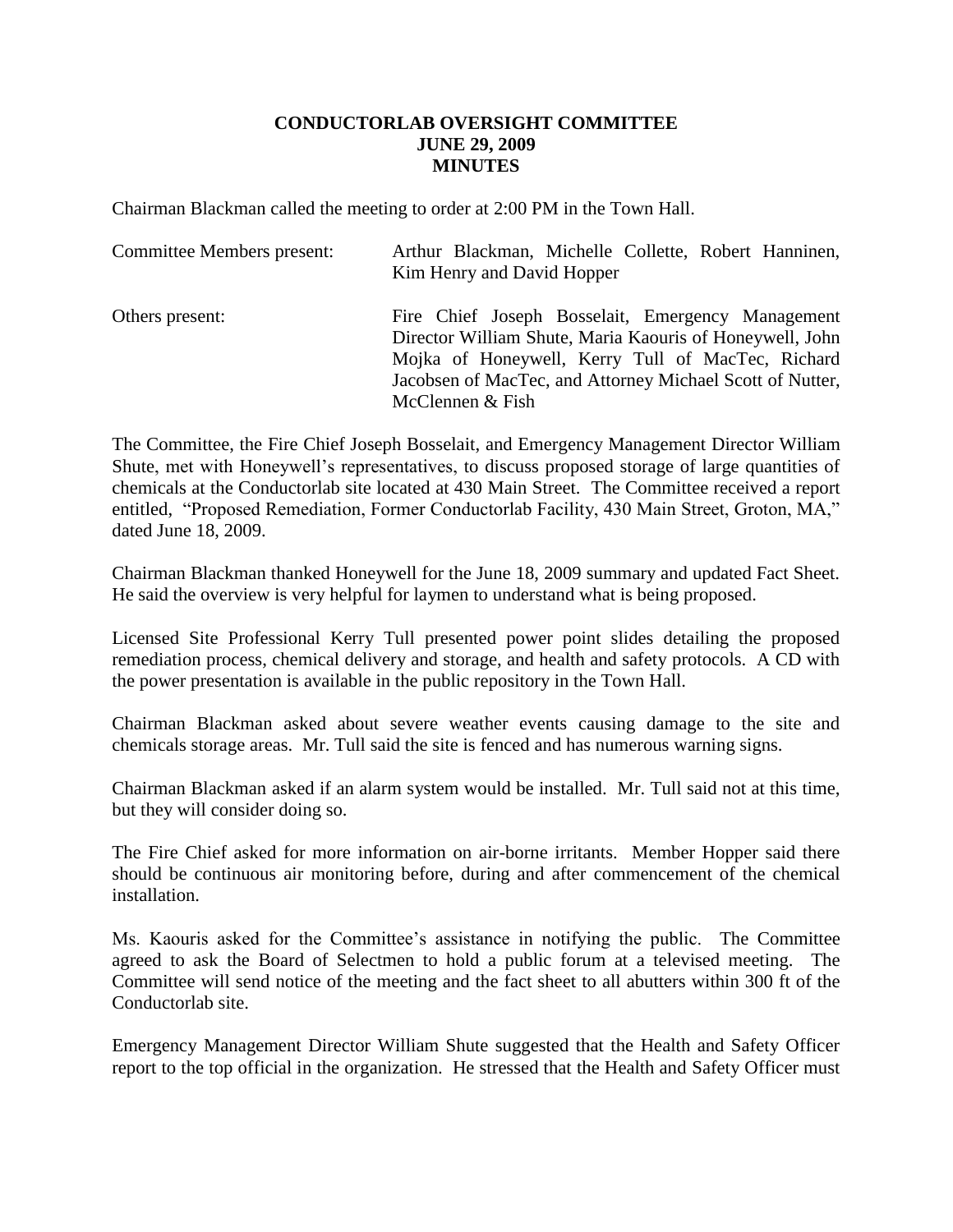# CONDUCTORLAB OVERSIGHT COMMITTEE
## JUNE 29, 2009
## MINUTES

Chairman Blackman called the meeting to order at 2:00 PM in the Town Hall.

| | |
|---|---|
| Committee Members present: | Arthur Blackman, Michelle Collette, Robert Hanninen, Kim Henry and David Hopper |
| Others present: | Fire Chief Joseph Bosselait, Emergency Management Director William Shute, Maria Kaouris of Honeywell, John Mojka of Honeywell, Kerry Tull of MacTec, Richard Jacobsen of MacTec, and Attorney Michael Scott of Nutter, McClennen & Fish |

The Committee, the Fire Chief Joseph Bosselait, and Emergency Management Director William Shute, met with Honeywell's representatives, to discuss proposed storage of large quantities of chemicals at the Conductorlab site located at 430 Main Street. The Committee received a report entitled, "Proposed Remediation, Former Conductorlab Facility, 430 Main Street, Groton, MA," dated June 18, 2009.

Chairman Blackman thanked Honeywell for the June 18, 2009 summary and updated Fact Sheet. He said the overview is very helpful for laymen to understand what is being proposed.

Licensed Site Professional Kerry Tull presented power point slides detailing the proposed remediation process, chemical delivery and storage, and health and safety protocols. A CD with the power presentation is available in the public repository in the Town Hall.

Chairman Blackman asked about severe weather events causing damage to the site and chemicals storage areas. Mr. Tull said the site is fenced and has numerous warning signs.

Chairman Blackman asked if an alarm system would be installed. Mr. Tull said not at this time, but they will consider doing so.

The Fire Chief asked for more information on air-borne irritants. Member Hopper said there should be continuous air monitoring before, during and after commencement of the chemical installation.

Ms. Kaouris asked for the Committee's assistance in notifying the public. The Committee agreed to ask the Board of Selectmen to hold a public forum at a televised meeting. The Committee will send notice of the meeting and the fact sheet to all abutters within 300 ft of the Conductorlab site.

Emergency Management Director William Shute suggested that the Health and Safety Officer report to the top official in the organization. He stressed that the Health and Safety Officer must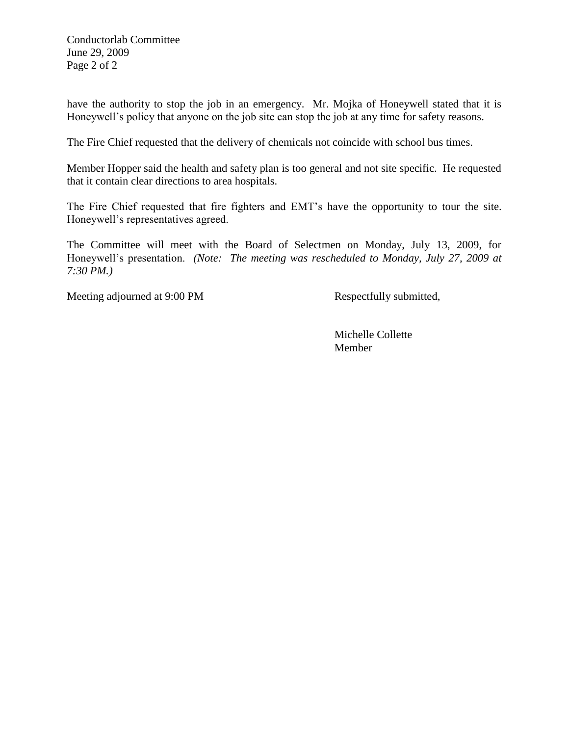have the authority to stop the job in an emergency. Mr. Mojka of Honeywell stated that it is Honeywell's policy that anyone on the job site can stop the job at any time for safety reasons.

The Fire Chief requested that the delivery of chemicals not coincide with school bus times.

Member Hopper said the health and safety plan is too general and not site specific. He requested that it contain clear directions to area hospitals.

The Fire Chief requested that fire fighters and EMT's have the opportunity to tour the site. Honeywell's representatives agreed.

The Committee will meet with the Board of Selectmen on Monday, July 13, 2009, for Honeywell's presentation. *(Note: The meeting was rescheduled to Monday, July 27, 2009 at 7:30 PM.)*

Meeting adjourned at 9:00 PM

Respectfully submitted,

Michelle Collette
Member